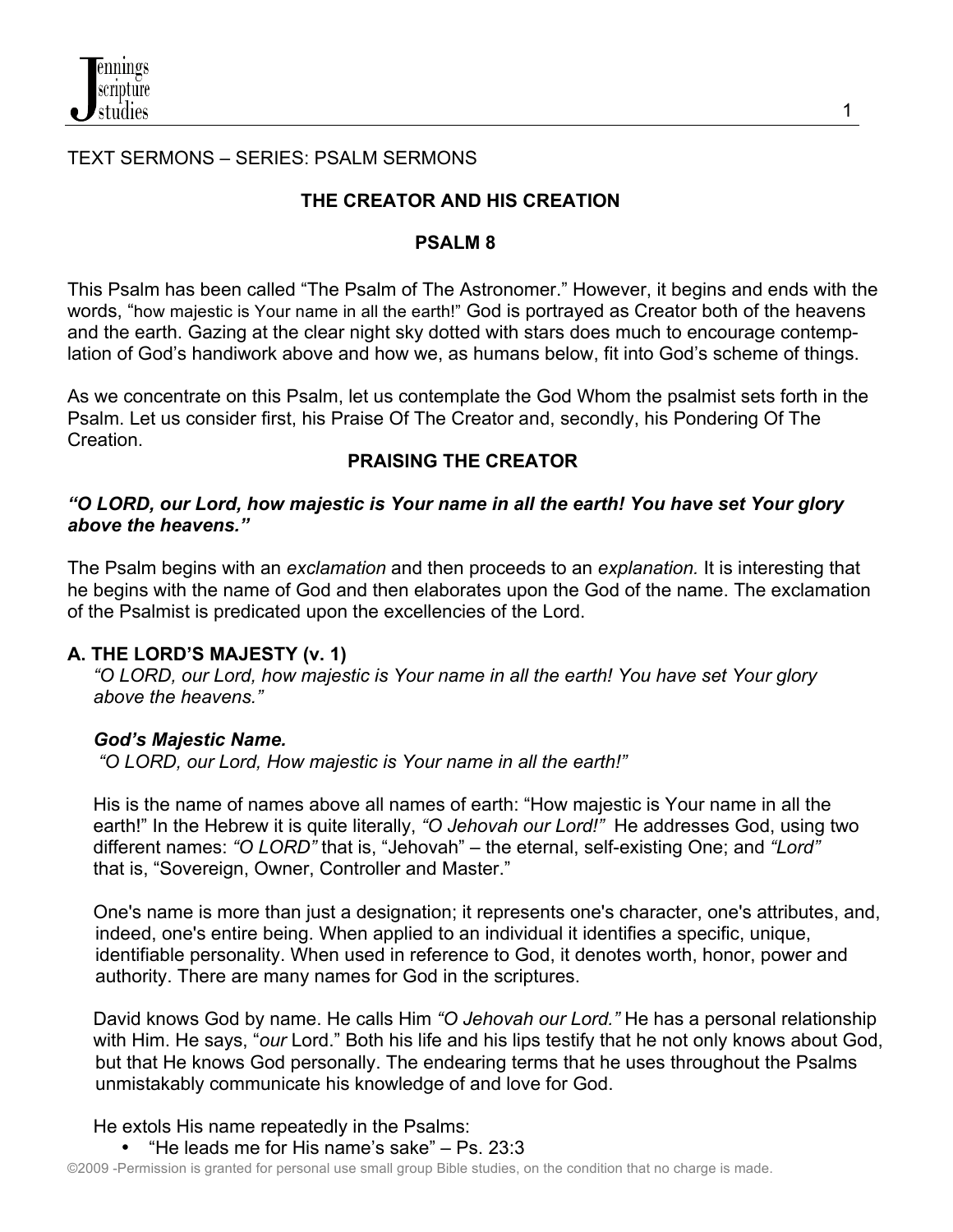TEXT SERMONS – SERIES: PSALM SERMONS

## THE CREATOR AND HIS CREATION

## PSALM 8

This Psalm has been called "The Psalm of The Astronomer." However, it begins and ends with the words, "how majestic is Your name in all the earth!" God is portrayed as Creator both of the heavens and the earth. Gazing at the clear night sky dotted with stars does much to encourage contemplation of God's handiwork above and how we, as humans below, fit into God's scheme of things.

As we concentrate on this Psalm, let us contemplate the God Whom the psalmist sets forth in the Psalm. Let us consider first, his Praise Of The Creator and, secondly, his Pondering Of The Creation.

### PRAISING THE CREATOR

***"O LORD, our Lord, how majestic is Your name in all the earth! You have set Your glory above the heavens."***

The Psalm begins with an *exclamation* and then proceeds to an *explanation.* It is interesting that he begins with the name of God and then elaborates upon the God of the name. The exclamation of the Psalmist is predicated upon the excellencies of the Lord.

### A. THE LORD'S MAJESTY (v. 1)

*"O LORD, our Lord, how majestic is Your name in all the earth! You have set Your glory above the heavens."*

***God's Majestic Name.***

*"O LORD, our Lord, How majestic is Your name in all the earth!"*

His is the name of names above all names of earth: "How majestic is Your name in all the earth!" In the Hebrew it is quite literally, *"O Jehovah our Lord!"* He addresses God, using two different names: *"O LORD"* that is, "Jehovah" – the eternal, self-existing One; and *"Lord"* that is, "Sovereign, Owner, Controller and Master."

One's name is more than just a designation; it represents one's character, one's attributes, and, indeed, one's entire being. When applied to an individual it identifies a specific, unique, identifiable personality. When used in reference to God, it denotes worth, honor, power and authority. There are many names for God in the scriptures.

David knows God by name. He calls Him *"O Jehovah our Lord."* He has a personal relationship with Him. He says, "*our* Lord." Both his life and his lips testify that he not only knows about God, but that He knows God personally. The endearing terms that he uses throughout the Psalms unmistakably communicate his knowledge of and love for God.

He extols His name repeatedly in the Psalms:

- "He leads me for His name's sake" – Ps. 23:3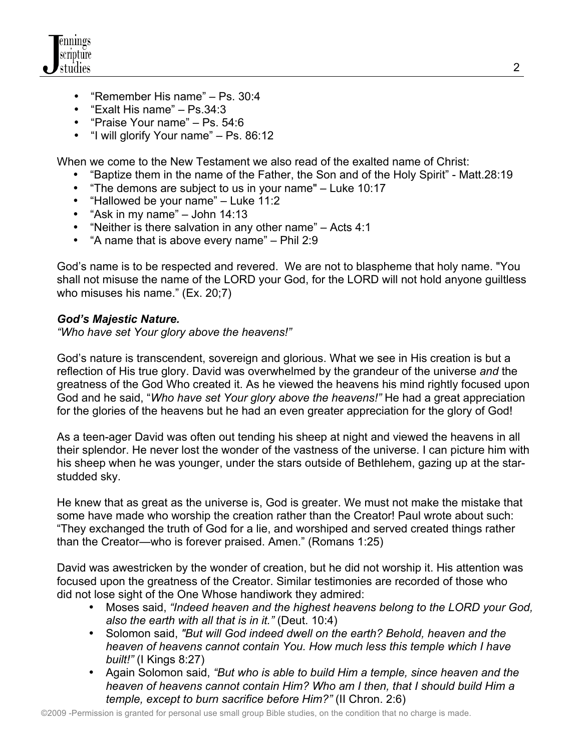- "Remember His name" – Ps. 30:4
- "Exalt His name" – Ps.34:3
- "Praise Your name" – Ps. 54:6
- "I will glorify Your name" – Ps. 86:12

When we come to the New Testament we also read of the exalted name of Christ:

- "Baptize them in the name of the Father, the Son and of the Holy Spirit" - Matt.28:19
- "The demons are subject to us in your name" – Luke 10:17
- "Hallowed be your name" – Luke 11:2
- "Ask in my name" – John 14:13
- "Neither is there salvation in any other name" – Acts 4:1
- "A name that is above every name" – Phil 2:9

God's name is to be respected and revered. We are not to blaspheme that holy name. "You shall not misuse the name of the LORD your God, for the LORD will not hold anyone guiltless who misuses his name." (Ex. 20;7)

***God's Majestic Nature.***
*"Who have set Your glory above the heavens!"*

God's nature is transcendent, sovereign and glorious. What we see in His creation is but a reflection of His true glory. David was overwhelmed by the grandeur of the universe *and* the greatness of the God Who created it. As he viewed the heavens his mind rightly focused upon God and he said, "*Who have set Your glory above the heavens!"* He had a great appreciation for the glories of the heavens but he had an even greater appreciation for the glory of God!

As a teen-ager David was often out tending his sheep at night and viewed the heavens in all their splendor. He never lost the wonder of the vastness of the universe. I can picture him with his sheep when he was younger, under the stars outside of Bethlehem, gazing up at the star-studded sky.

He knew that as great as the universe is, God is greater. We must not make the mistake that some have made who worship the creation rather than the Creator! Paul wrote about such: "They exchanged the truth of God for a lie, and worshiped and served created things rather than the Creator—who is forever praised. Amen." (Romans 1:25)

David was awestricken by the wonder of creation, but he did not worship it. His attention was focused upon the greatness of the Creator. Similar testimonies are recorded of those who did not lose sight of the One Whose handiwork they admired:

- Moses said, *"Indeed heaven and the highest heavens belong to the LORD your God, also the earth with all that is in it."* (Deut. 10:4)
- Solomon said, *"But will God indeed dwell on the earth? Behold, heaven and the heaven of heavens cannot contain You. How much less this temple which I have built!"* (I Kings 8:27)
- Again Solomon said, *"But who is able to build Him a temple, since heaven and the heaven of heavens cannot contain Him? Who am I then, that I should build Him a temple, except to burn sacrifice before Him?"* (II Chron. 2:6)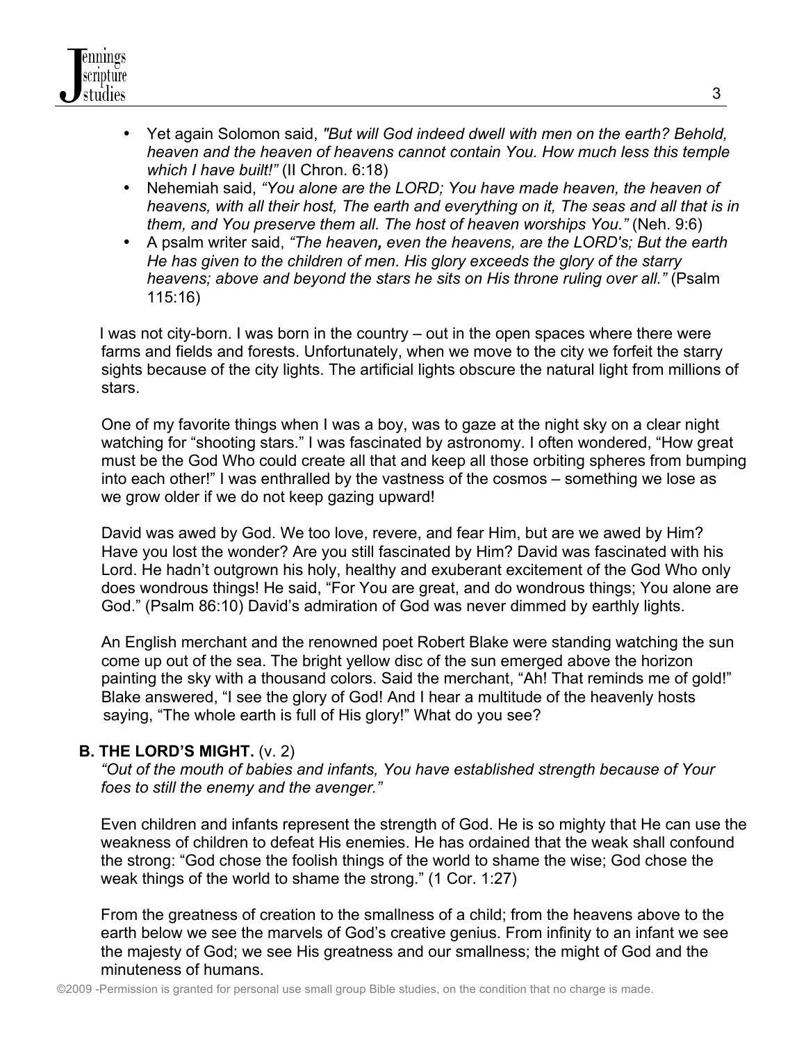- Yet again Solomon said, *"But will God indeed dwell with men on the earth? Behold, heaven and the heaven of heavens cannot contain You. How much less this temple which I have built!"* (II Chron. 6:18)
- Nehemiah said, *"You alone are the LORD; You have made heaven, the heaven of heavens, with all their host, The earth and everything on it, The seas and all that is in them, and You preserve them all. The host of heaven worships You."* (Neh. 9:6)
- A psalm writer said, *"The heaven, even the heavens, are the LORD's; But the earth He has given to the children of men. His glory exceeds the glory of the starry heavens; above and beyond the stars he sits on His throne ruling over all."* (Psalm 115:16)

I was not city-born. I was born in the country – out in the open spaces where there were farms and fields and forests. Unfortunately, when we move to the city we forfeit the starry sights because of the city lights. The artificial lights obscure the natural light from millions of stars.

One of my favorite things when I was a boy, was to gaze at the night sky on a clear night watching for "shooting stars." I was fascinated by astronomy. I often wondered, "How great must be the God Who could create all that and keep all those orbiting spheres from bumping into each other!" I was enthralled by the vastness of the cosmos – something we lose as we grow older if we do not keep gazing upward!

David was awed by God. We too love, revere, and fear Him, but are we awed by Him? Have you lost the wonder? Are you still fascinated by Him? David was fascinated with his Lord. He hadn't outgrown his holy, healthy and exuberant excitement of the God Who only does wondrous things! He said, "For You are great, and do wondrous things; You alone are God." (Psalm 86:10) David's admiration of God was never dimmed by earthly lights.

An English merchant and the renowned poet Robert Blake were standing watching the sun come up out of the sea. The bright yellow disc of the sun emerged above the horizon painting the sky with a thousand colors. Said the merchant, "Ah! That reminds me of gold!" Blake answered, "I see the glory of God! And I hear a multitude of the heavenly hosts saying, "The whole earth is full of His glory!" What do you see?

**B. THE LORD'S MIGHT.** (v. 2)

*"Out of the mouth of babies and infants, You have established strength because of Your foes to still the enemy and the avenger."*

Even children and infants represent the strength of God. He is so mighty that He can use the weakness of children to defeat His enemies. He has ordained that the weak shall confound the strong: "God chose the foolish things of the world to shame the wise; God chose the weak things of the world to shame the strong." (1 Cor. 1:27)

From the greatness of creation to the smallness of a child; from the heavens above to the earth below we see the marvels of God's creative genius. From infinity to an infant we see the majesty of God; we see His greatness and our smallness; the might of God and the minuteness of humans.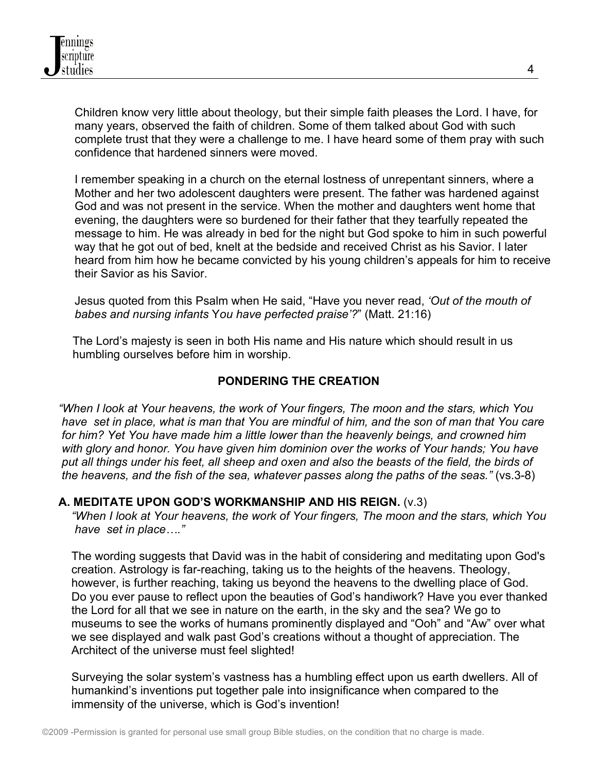Children know very little about theology, but their simple faith pleases the Lord. I have, for many years, observed the faith of children. Some of them talked about God with such complete trust that they were a challenge to me. I have heard some of them pray with such confidence that hardened sinners were moved.

I remember speaking in a church on the eternal lostness of unrepentant sinners, where a Mother and her two adolescent daughters were present. The father was hardened against God and was not present in the service. When the mother and daughters went home that evening, the daughters were so burdened for their father that they tearfully repeated the message to him. He was already in bed for the night but God spoke to him in such powerful way that he got out of bed, knelt at the bedside and received Christ as his Savior. I later heard from him how he became convicted by his young children's appeals for him to receive their Savior as his Savior.

Jesus quoted from this Psalm when He said, "Have you never read, *'Out of the mouth of babes and nursing infants* You *have perfected praise'?*" (Matt. 21:16)

The Lord's majesty is seen in both His name and His nature which should result in us humbling ourselves before him in worship.

## PONDERING THE CREATION

*"When I look at Your heavens, the work of Your fingers, The moon and the stars, which You have set in place, what is man that You are mindful of him, and the son of man that You care for him? Yet You have made him a little lower than the heavenly beings, and crowned him with glory and honor. You have given him dominion over the works of Your hands; You have put all things under his feet, all sheep and oxen and also the beasts of the field, the birds of the heavens, and the fish of the sea, whatever passes along the paths of the seas."* (vs.3-8)

### A. MEDITATE UPON GOD'S WORKMANSHIP AND HIS REIGN. (v.3)

*"When I look at Your heavens, the work of Your fingers, The moon and the stars, which You have set in place…."*

The wording suggests that David was in the habit of considering and meditating upon God's creation. Astrology is far-reaching, taking us to the heights of the heavens. Theology, however, is further reaching, taking us beyond the heavens to the dwelling place of God. Do you ever pause to reflect upon the beauties of God's handiwork? Have you ever thanked the Lord for all that we see in nature on the earth, in the sky and the sea? We go to museums to see the works of humans prominently displayed and "Ooh" and "Aw" over what we see displayed and walk past God's creations without a thought of appreciation. The Architect of the universe must feel slighted!

Surveying the solar system's vastness has a humbling effect upon us earth dwellers. All of humankind's inventions put together pale into insignificance when compared to the immensity of the universe, which is God's invention!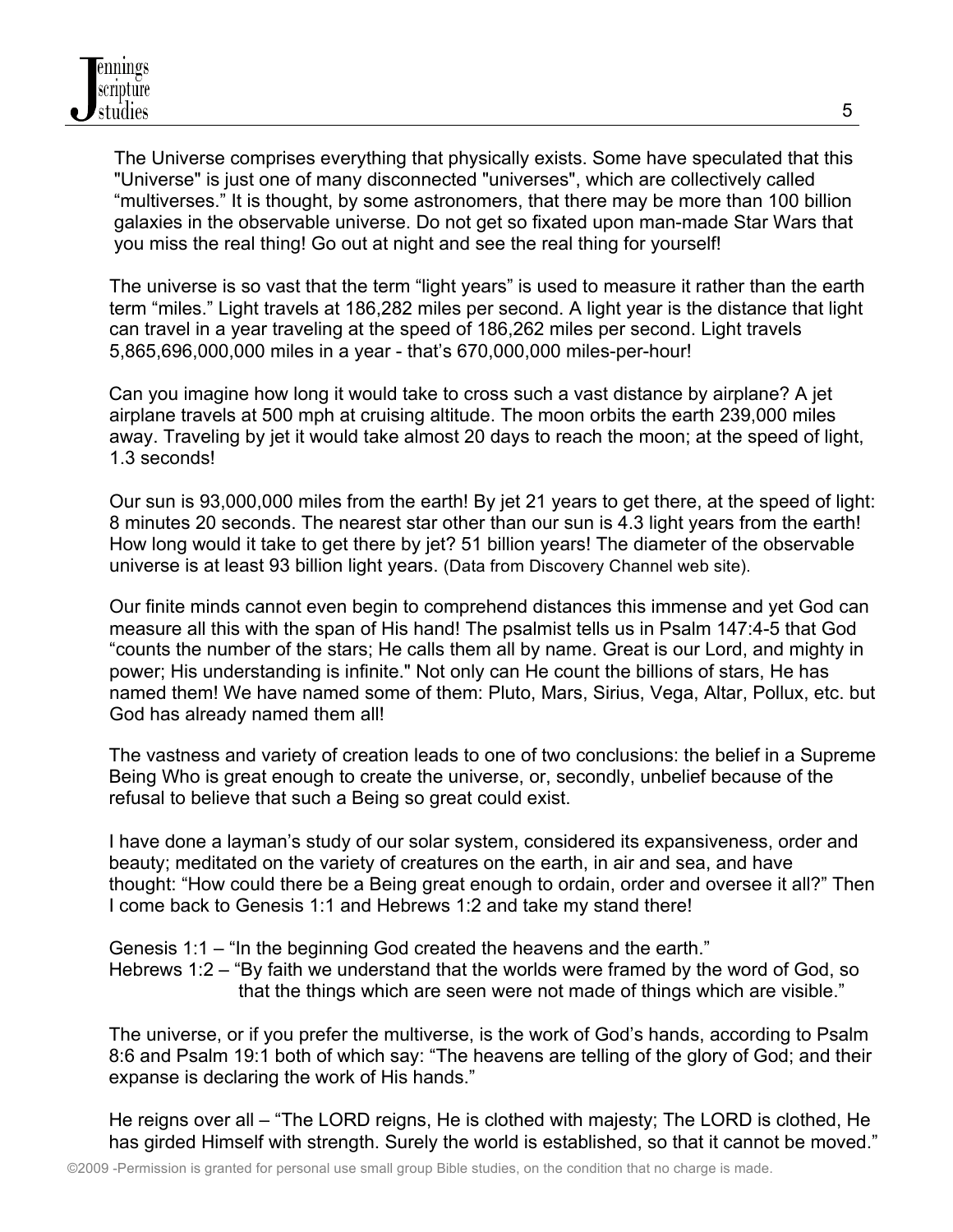The Universe comprises everything that physically exists. Some have speculated that this "Universe" is just one of many disconnected "universes", which are collectively called "multiverses." It is thought, by some astronomers, that there may be more than 100 billion galaxies in the observable universe. Do not get so fixated upon man-made Star Wars that you miss the real thing! Go out at night and see the real thing for yourself!

The universe is so vast that the term "light years" is used to measure it rather than the earth term "miles." Light travels at 186,282 miles per second. A light year is the distance that light can travel in a year traveling at the speed of 186,262 miles per second. Light travels 5,865,696,000,000 miles in a year - that's 670,000,000 miles-per-hour!

Can you imagine how long it would take to cross such a vast distance by airplane? A jet airplane travels at 500 mph at cruising altitude. The moon orbits the earth 239,000 miles away. Traveling by jet it would take almost 20 days to reach the moon; at the speed of light, 1.3 seconds!

Our sun is 93,000,000 miles from the earth! By jet 21 years to get there, at the speed of light: 8 minutes 20 seconds. The nearest star other than our sun is 4.3 light years from the earth! How long would it take to get there by jet? 51 billion years! The diameter of the observable universe is at least 93 billion light years. (Data from Discovery Channel web site).

Our finite minds cannot even begin to comprehend distances this immense and yet God can measure all this with the span of His hand! The psalmist tells us in Psalm 147:4-5 that God "counts the number of the stars; He calls them all by name. Great is our Lord, and mighty in power; His understanding is infinite." Not only can He count the billions of stars, He has named them! We have named some of them: Pluto, Mars, Sirius, Vega, Altar, Pollux, etc. but God has already named them all!

The vastness and variety of creation leads to one of two conclusions: the belief in a Supreme Being Who is great enough to create the universe, or, secondly, unbelief because of the refusal to believe that such a Being so great could exist.

I have done a layman's study of our solar system, considered its expansiveness, order and beauty; meditated on the variety of creatures on the earth, in air and sea, and have thought: "How could there be a Being great enough to ordain, order and oversee it all?" Then I come back to Genesis 1:1 and Hebrews 1:2 and take my stand there!

Genesis 1:1 – "In the beginning God created the heavens and the earth."
Hebrews 1:2 – "By faith we understand that the worlds were framed by the word of God, so that the things which are seen were not made of things which are visible."

The universe, or if you prefer the multiverse, is the work of God's hands, according to Psalm 8:6 and Psalm 19:1 both of which say: "The heavens are telling of the glory of God; and their expanse is declaring the work of His hands."

He reigns over all – "The LORD reigns, He is clothed with majesty; The LORD is clothed, He has girded Himself with strength. Surely the world is established, so that it cannot be moved."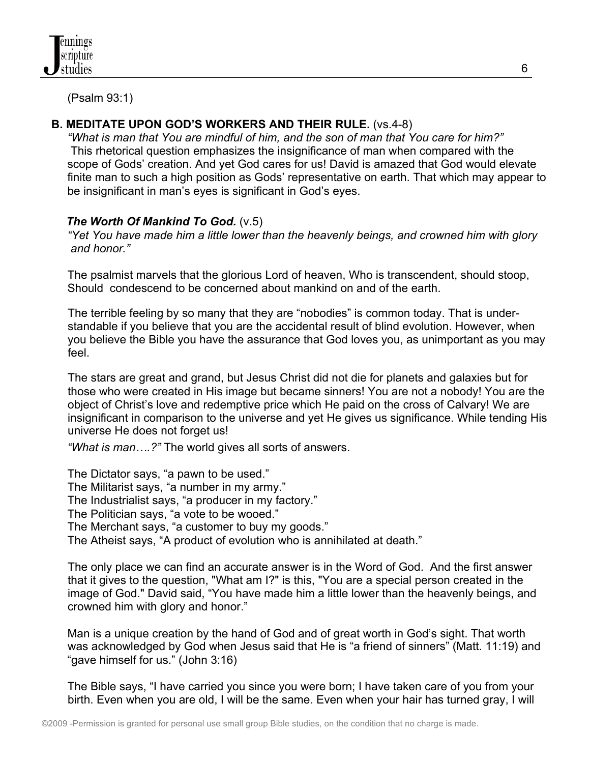(Psalm 93:1)

**B. MEDITATE UPON GOD'S WORKERS AND THEIR RULE.** (vs.4-8)

*"What is man that You are mindful of him, and the son of man that You care for him?"* This rhetorical question emphasizes the insignificance of man when compared with the scope of Gods' creation. And yet God cares for us! David is amazed that God would elevate finite man to such a high position as Gods' representative on earth. That which may appear to be insignificant in man's eyes is significant in God's eyes.

***The Worth Of Mankind To God.*** (v.5)

*"Yet You have made him a little lower than the heavenly beings, and crowned him with glory and honor."*

The psalmist marvels that the glorious Lord of heaven, Who is transcendent, should stoop, Should condescend to be concerned about mankind on and of the earth.

The terrible feeling by so many that they are "nobodies" is common today. That is understandable if you believe that you are the accidental result of blind evolution. However, when you believe the Bible you have the assurance that God loves you, as unimportant as you may feel.

The stars are great and grand, but Jesus Christ did not die for planets and galaxies but for those who were created in His image but became sinners! You are not a nobody! You are the object of Christ's love and redemptive price which He paid on the cross of Calvary! We are insignificant in comparison to the universe and yet He gives us significance. While tending His universe He does not forget us!

*"What is man….?"* The world gives all sorts of answers.

The Dictator says, "a pawn to be used."
The Militarist says, "a number in my army."
The Industrialist says, "a producer in my factory."
The Politician says, "a vote to be wooed."
The Merchant says, "a customer to buy my goods."
The Atheist says, "A product of evolution who is annihilated at death."

The only place we can find an accurate answer is in the Word of God. And the first answer that it gives to the question, "What am I?" is this, "You are a special person created in the image of God." David said, "You have made him a little lower than the heavenly beings, and crowned him with glory and honor."

Man is a unique creation by the hand of God and of great worth in God's sight. That worth was acknowledged by God when Jesus said that He is "a friend of sinners" (Matt. 11:19) and "gave himself for us." (John 3:16)

The Bible says, "I have carried you since you were born; I have taken care of you from your birth. Even when you are old, I will be the same. Even when your hair has turned gray, I will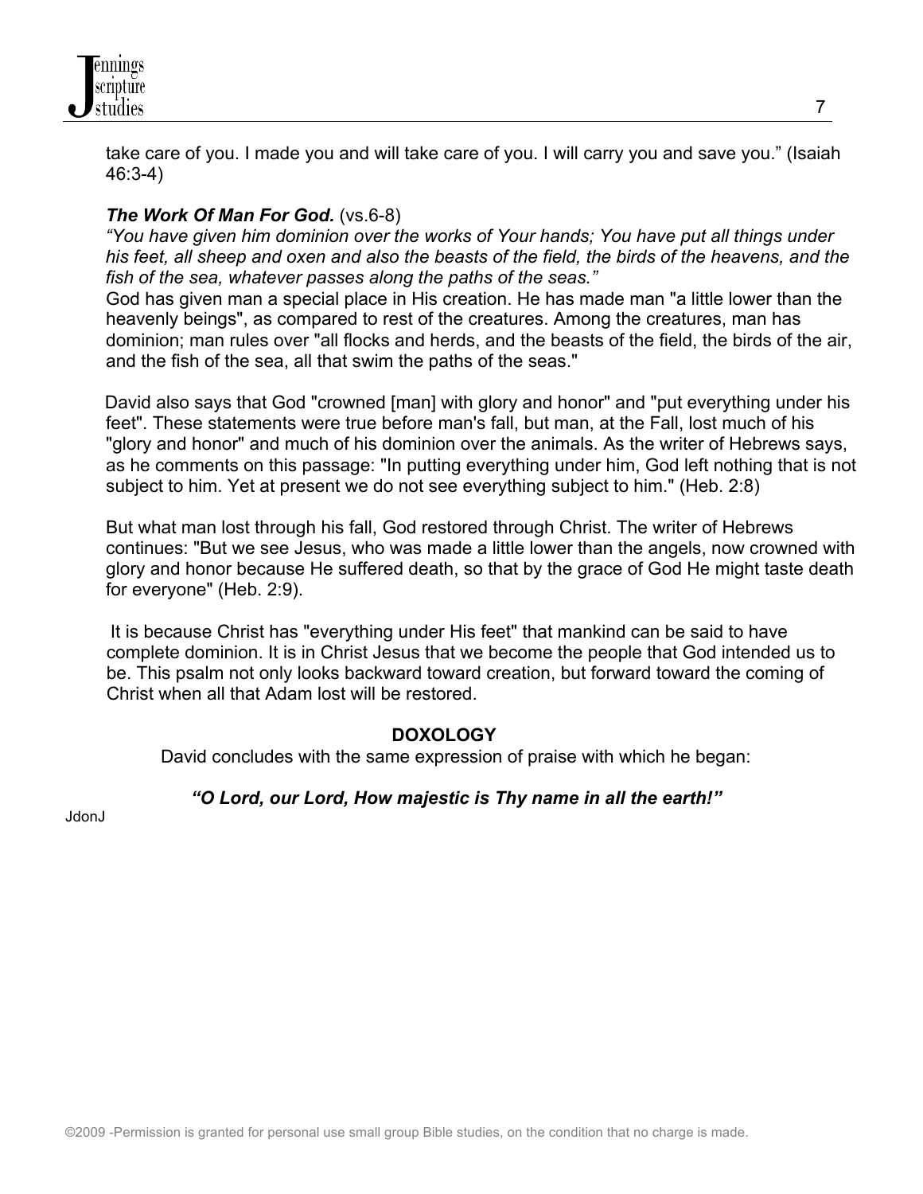take care of you. I made you and will take care of you. I will carry you and save you." (Isaiah 46:3-4)

***The Work Of Man For God.*** (vs.6-8)

*"You have given him dominion over the works of Your hands; You have put all things under his feet, all sheep and oxen and also the beasts of the field, the birds of the heavens, and the fish of the sea, whatever passes along the paths of the seas."*

God has given man a special place in His creation. He has made man "a little lower than the heavenly beings", as compared to rest of the creatures. Among the creatures, man has dominion; man rules over "all flocks and herds, and the beasts of the field, the birds of the air, and the fish of the sea, all that swim the paths of the seas."

David also says that God "crowned [man] with glory and honor" and "put everything under his feet". These statements were true before man's fall, but man, at the Fall, lost much of his "glory and honor" and much of his dominion over the animals. As the writer of Hebrews says, as he comments on this passage: "In putting everything under him, God left nothing that is not subject to him. Yet at present we do not see everything subject to him." (Heb. 2:8)

But what man lost through his fall, God restored through Christ. The writer of Hebrews continues: "But we see Jesus, who was made a little lower than the angels, now crowned with glory and honor because He suffered death, so that by the grace of God He might taste death for everyone" (Heb. 2:9).

It is because Christ has "everything under His feet" that mankind can be said to have complete dominion. It is in Christ Jesus that we become the people that God intended us to be. This psalm not only looks backward toward creation, but forward toward the coming of Christ when all that Adam lost will be restored.

**DOXOLOGY**

David concludes with the same expression of praise with which he began:

***"O Lord, our Lord, How majestic is Thy name in all the earth!"***

JdonJ